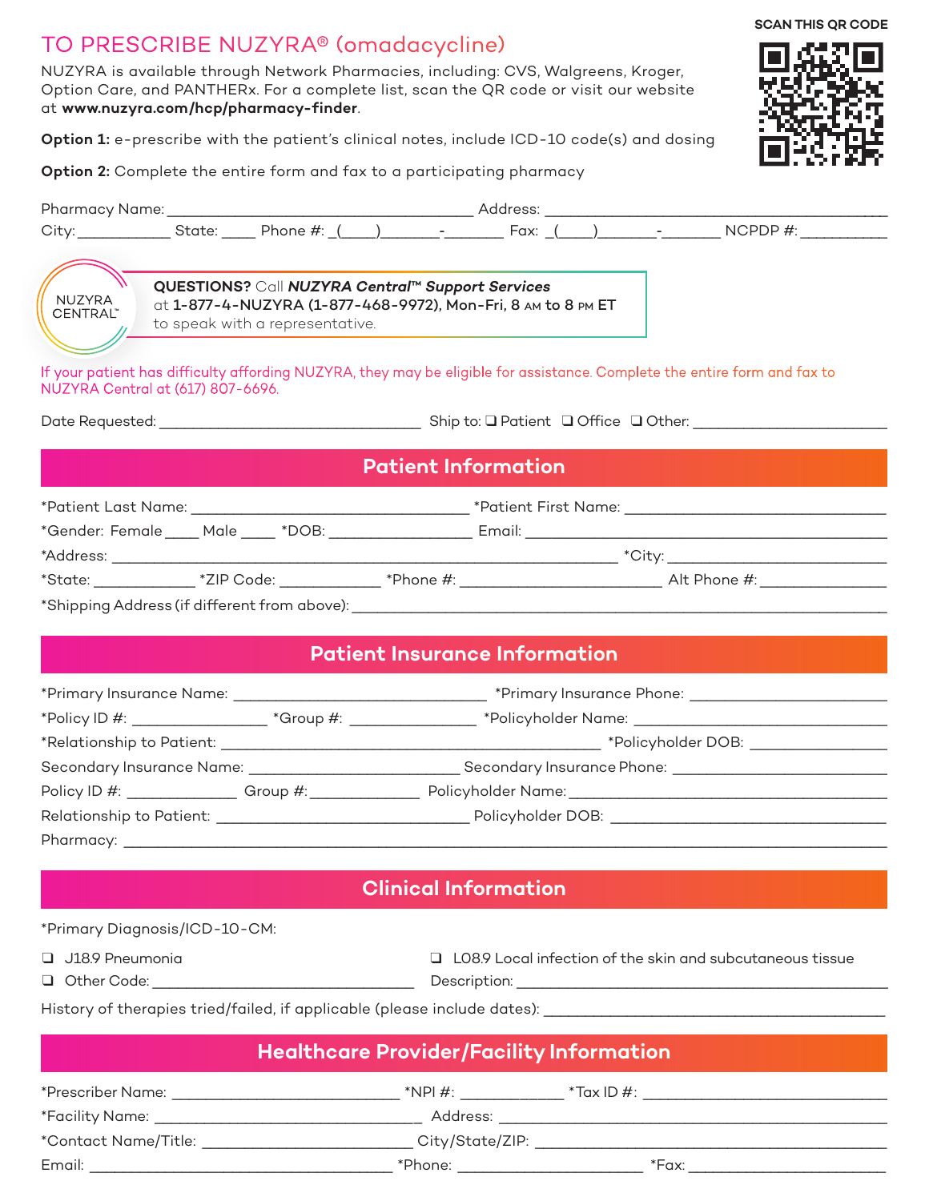# TO PRESCRIBE NUZYRA® (omadacycline)

SCAN THIS QR CODE

NUZYRA is available through Network Pharmacies, including: CVS, Walgreens, Kroger, Option Care, and PANTHERx. For a complete list, scan the QR code or visit our website at **www.nuzyra.com/hcp/pharmacy-finder**.

**Option 1:** e-prescribe with the patient's clinical notes, include ICD-10 code(s) and dosing

**Option 2:** Complete the entire form and fax to a participating pharmacy

Pharmacy Name: ____________________ Address: ____________________

City: __________ State: ____ Phone #: (____)_______-_______ Fax: (____)_______-_______ NCPDP #: __________

NUZYRA CENTRAL™

**QUESTIONS?** Call ***NUZYRA Central™ Support Services*** at **1-877-4-NUZYRA (1-877-468-9972), Mon-Fri, 8 AM to 8 PM ET** to speak with a representative.

If your patient has difficulty affording NUZYRA, they may be eligible for assistance. Complete the entire form and fax to NUZYRA Central at (617) 807-6696.

Date Requested: ____________________ Ship to: ❑ Patient ❑ Office ❑ Other: ____________________

## Patient Information

*Patient Last Name: ____________________ *Patient First Name: ____________________

*Gender: Female ____ Male ____ *DOB: ____________________ Email: ____________________

*Address: ____________________ *City: ____________________

*State: __________ *ZIP Code: __________ *Phone #: ____________________ Alt Phone #: ____________________

*Shipping Address (if different from above): ____________________

## Patient Insurance Information

*Primary Insurance Name: ____________________ *Primary Insurance Phone: ____________________

*Policy ID #: __________ *Group #: __________ *Policyholder Name: ____________________

*Relationship to Patient: ____________________ *Policyholder DOB: ____________________

Secondary Insurance Name: ____________________ Secondary Insurance Phone: ____________________

Policy ID #: __________ Group #: __________ Policyholder Name: ____________________

Relationship to Patient: ____________________ Policyholder DOB: ____________________

Pharmacy: ____________________

## Clinical Information

*Primary Diagnosis/ICD-10-CM:

❑ J18.9 Pneumonia

❑ L08.9 Local infection of the skin and subcutaneous tissue

❑ Other Code: ____________________ Description: ____________________

History of therapies tried/failed, if applicable (please include dates): ____________________

## Healthcare Provider/Facility Information

*Prescriber Name: ____________________ *NPI #: __________ *Tax ID #: ____________________

*Facility Name: ____________________ Address: ____________________

*Contact Name/Title: ____________________ City/State/ZIP: ____________________

Email: ____________________ *Phone: ____________________ *Fax: ____________________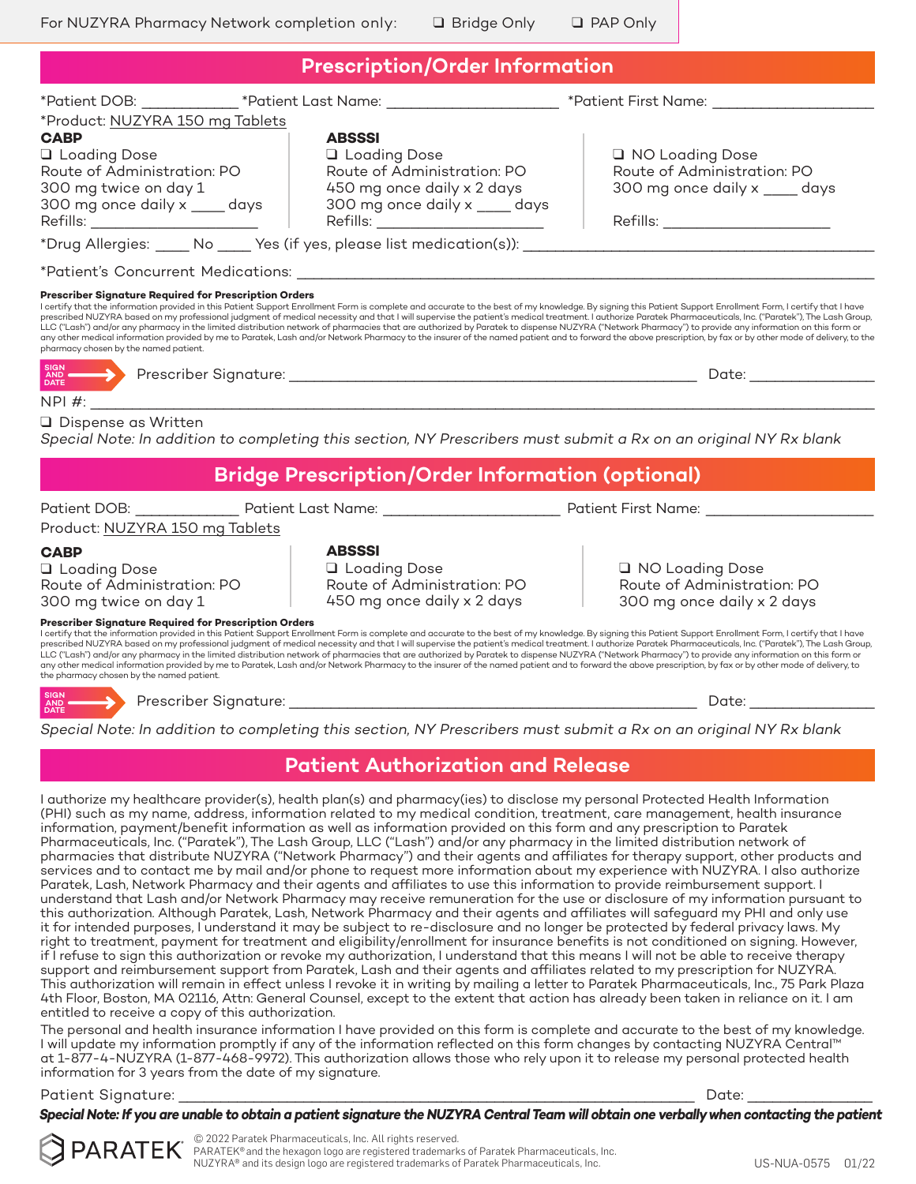For NUZYRA Pharmacy Network completion only: ❑ Bridge Only ❑ PAP Only

## Prescription/Order Information

*Patient DOB: ____________ *Patient Last Name: ______________________ *Patient First Name: _____________________

*Product: NUZYRA 150 mg Tablets

| CABP | ABSSSI | |
|---|---|---|
| ❑ Loading Dose | ❑ Loading Dose | ❑ NO Loading Dose |
| Route of Administration: PO | Route of Administration: PO | Route of Administration: PO |
| 300 mg twice on day 1 | 450 mg once daily x 2 days | 300 mg once daily x ____ days |
| 300 mg once daily x ____ days | 300 mg once daily x ____ days | |
| Refills: ____________________ | Refills: ____________________ | Refills: ____________________ |

*Drug Allergies: ____ No ____ Yes (if yes, please list medication(s)): ______________________________________________

*Patient's Concurrent Medications: ______________________________________________________________________

**Prescriber Signature Required for Prescription Orders**

I certify that the information provided in this Patient Support Enrollment Form is complete and accurate to the best of my knowledge. By signing this Patient Support Enrollment Form, I certify that I have prescribed NUZYRA based on my professional judgment of medical necessity and that I will supervise the patient's medical treatment. I authorize Paratek Pharmaceuticals, Inc. ("Paratek"), The Lash Group, LLC ("Lash") and/or any pharmacy in the limited distribution network of pharmacies that are authorized by Paratek to dispense NUZYRA ("Network Pharmacy") to provide any information on this form or any other medical information provided by me to Paratek, Lash and/or Network Pharmacy to the insurer of the named patient and to forward the above prescription, by fax or by other mode of delivery, to the pharmacy chosen by the named patient.

SIGN AND DATE → Prescriber Signature: ____________________________________________________ Date: _______________

NPI #: ______________________________________________________________________________________________

❑ Dispense as Written

*Special Note: In addition to completing this section, NY Prescribers must submit a Rx on an original NY Rx blank*

## Bridge Prescription/Order Information (optional)

Patient DOB: _____________ Patient Last Name: ______________________ Patient First Name: _____________________

Product: NUZYRA 150 mg Tablets

| CABP | ABSSSI | |
|---|---|---|
| ❑ Loading Dose | ❑ Loading Dose | ❑ NO Loading Dose |
| Route of Administration: PO | Route of Administration: PO | Route of Administration: PO |
| 300 mg twice on day 1 | 450 mg once daily x 2 days | 300 mg once daily x 2 days |

**Prescriber Signature Required for Prescription Orders**

I certify that the information provided in this Patient Support Enrollment Form is complete and accurate to the best of my knowledge. By signing this Patient Support Enrollment Form, I certify that I have prescribed NUZYRA based on my professional judgment of medical necessity and that I will supervise the patient's medical treatment. I authorize Paratek Pharmaceuticals, Inc. ("Paratek"), The Lash Group, LLC ("Lash") and/or any pharmacy in the limited distribution network of pharmacies that are authorized by Paratek to dispense NUZYRA ("Network Pharmacy") to provide any information on this form or any other medical information provided by me to Paratek, Lash and/or Network Pharmacy to the insurer of the named patient and to forward the above prescription, by fax or by other mode of delivery, to the pharmacy chosen by the named patient.

SIGN AND DATE → Prescriber Signature: ____________________________________________________ Date: _______________

*Special Note: In addition to completing this section, NY Prescribers must submit a Rx on an original NY Rx blank*

## Patient Authorization and Release

I authorize my healthcare provider(s), health plan(s) and pharmacy(ies) to disclose my personal Protected Health Information (PHI) such as my name, address, information related to my medical condition, treatment, care management, health insurance information, payment/benefit information as well as information provided on this form and any prescription to Paratek Pharmaceuticals, Inc. ("Paratek"), The Lash Group, LLC ("Lash") and/or any pharmacy in the limited distribution network of pharmacies that distribute NUZYRA ("Network Pharmacy") and their agents and affiliates for therapy support, other products and services and to contact me by mail and/or phone to request more information about my experience with NUZYRA. I also authorize Paratek, Lash, Network Pharmacy and their agents and affiliates to use this information to provide reimbursement support. I understand that Lash and/or Network Pharmacy may receive remuneration for the use or disclosure of my information pursuant to this authorization. Although Paratek, Lash, Network Pharmacy and their agents and affiliates will safeguard my PHI and only use it for intended purposes, I understand it may be subject to re-disclosure and no longer be protected by federal privacy laws. My right to treatment, payment for treatment and eligibility/enrollment for insurance benefits is not conditioned on signing. However, if I refuse to sign this authorization or revoke my authorization, I understand that this means I will not be able to receive therapy support and reimbursement support from Paratek, Lash and their agents and affiliates related to my prescription for NUZYRA. This authorization will remain in effect unless I revoke it in writing by mailing a letter to Paratek Pharmaceuticals, Inc., 75 Park Plaza 4th Floor, Boston, MA 02116, Attn: General Counsel, except to the extent that action has already been taken in reliance on it. I am entitled to receive a copy of this authorization.

The personal and health insurance information I have provided on this form is complete and accurate to the best of my knowledge. I will update my information promptly if any of the information reflected on this form changes by contacting NUZYRA Central™ at 1-877-4-NUZYRA (1-877-468-9972). This authorization allows those who rely upon it to release my personal protected health information for 3 years from the date of my signature.

Patient Signature: _______________________________________________________________ Date: _______________

***Special Note: If you are unable to obtain a patient signature the NUZYRA Central Team will obtain one verbally when contacting the patient***

PARATEK

© 2022 Paratek Pharmaceuticals, Inc. All rights reserved.
PARATEK® and the hexagon logo are registered trademarks of Paratek Pharmaceuticals, Inc.
NUZYRA® and its design logo are registered trademarks of Paratek Pharmaceuticals, Inc.

US-NUA-0575 01/22